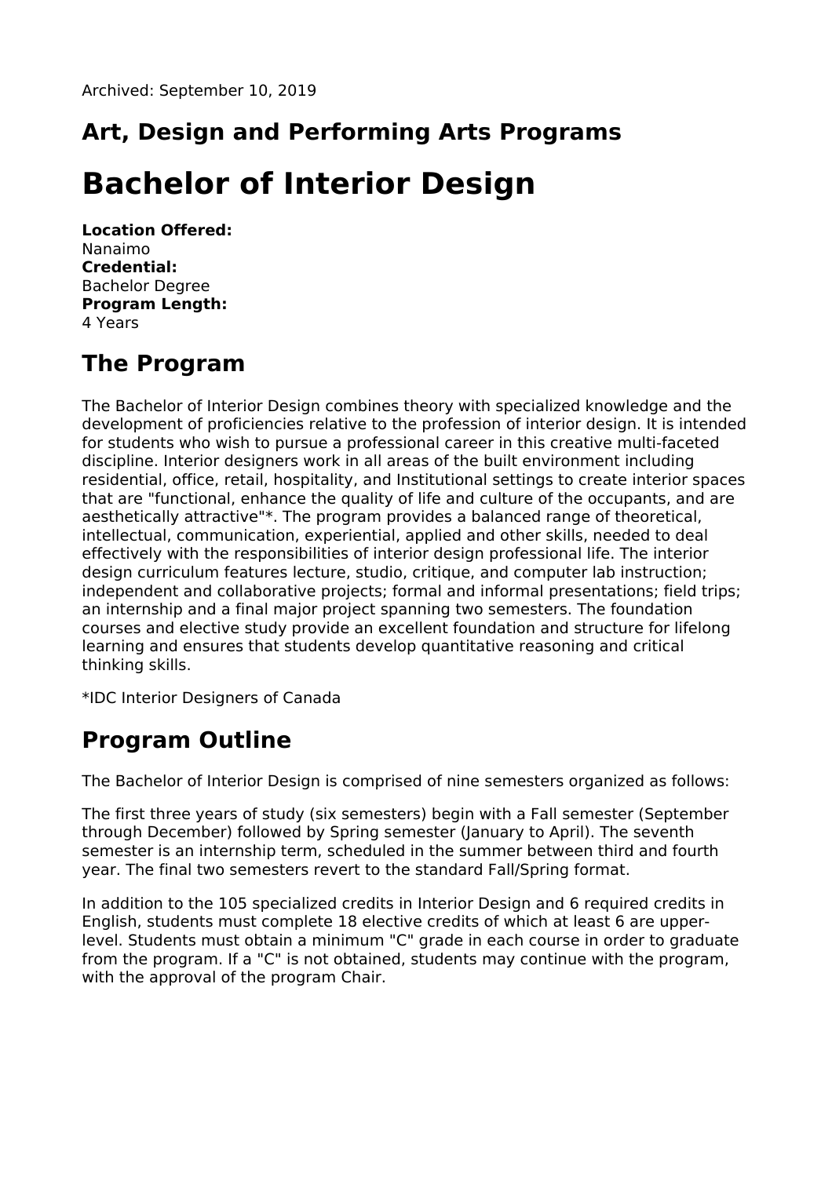Archived: September 10, 2019

## Art, Design and Performing Arts Programs

# Bachelor of Interior Design

**Location Offered:**
Nanaimo
**Credential:**
Bachelor Degree
**Program Length:**
4 Years

## The Program

The Bachelor of Interior Design combines theory with specialized knowledge and the development of proficiencies relative to the profession of interior design. It is intended for students who wish to pursue a professional career in this creative multi-faceted discipline. Interior designers work in all areas of the built environment including residential, office, retail, hospitality, and Institutional settings to create interior spaces that are "functional, enhance the quality of life and culture of the occupants, and are aesthetically attractive"*. The program provides a balanced range of theoretical, intellectual, communication, experiential, applied and other skills, needed to deal effectively with the responsibilities of interior design professional life. The interior design curriculum features lecture, studio, critique, and computer lab instruction; independent and collaborative projects; formal and informal presentations; field trips; an internship and a final major project spanning two semesters. The foundation courses and elective study provide an excellent foundation and structure for lifelong learning and ensures that students develop quantitative reasoning and critical thinking skills.

*IDC Interior Designers of Canada

## Program Outline

The Bachelor of Interior Design is comprised of nine semesters organized as follows:

The first three years of study (six semesters) begin with a Fall semester (September through December) followed by Spring semester (January to April). The seventh semester is an internship term, scheduled in the summer between third and fourth year. The final two semesters revert to the standard Fall/Spring format.

In addition to the 105 specialized credits in Interior Design and 6 required credits in English, students must complete 18 elective credits of which at least 6 are upper-level. Students must obtain a minimum "C" grade in each course in order to graduate from the program. If a "C" is not obtained, students may continue with the program, with the approval of the program Chair.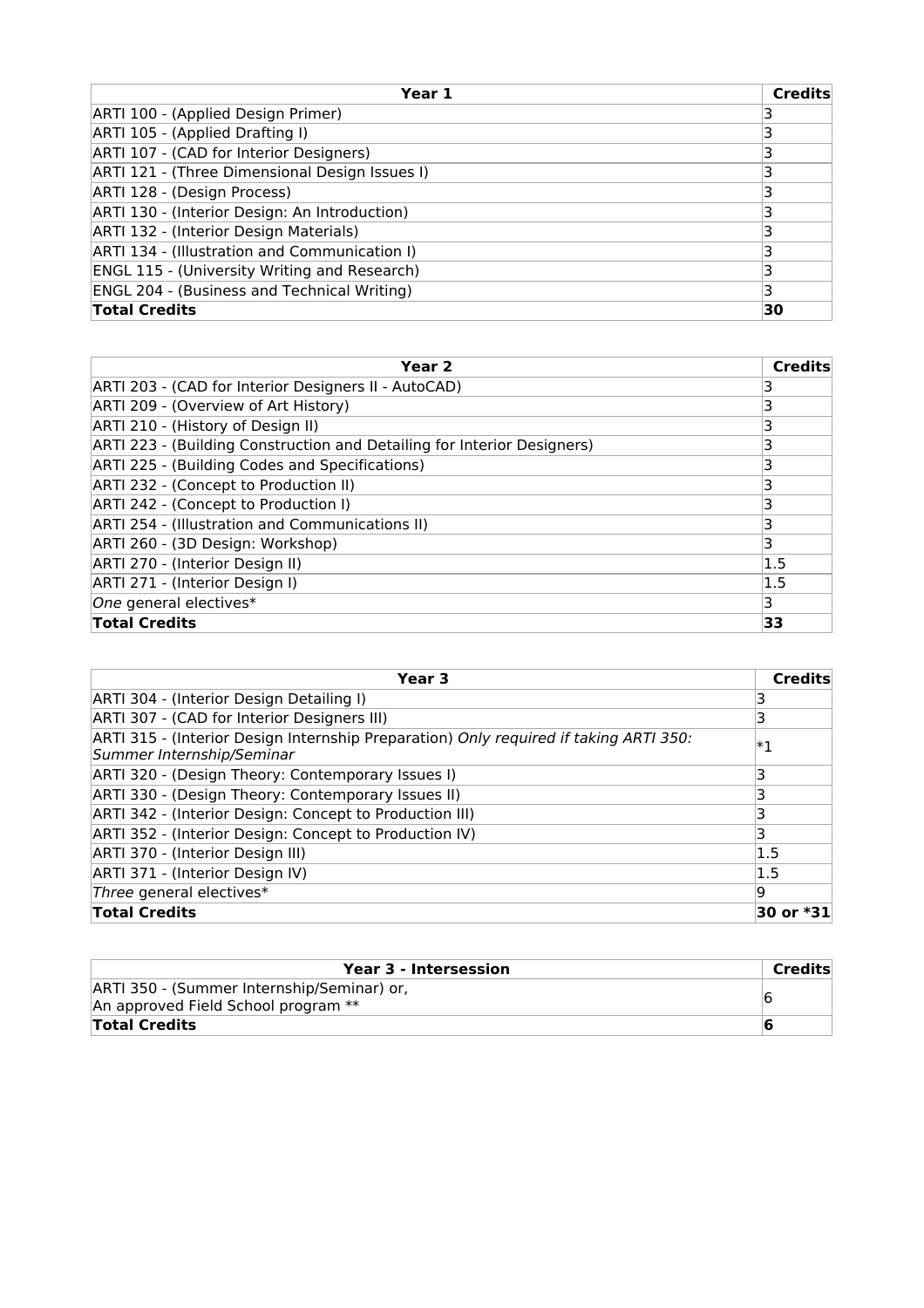| Year 1 | Credits |
|---|---|
| ARTI 100 - (Applied Design Primer) | 3 |
| ARTI 105 - (Applied Drafting I) | 3 |
| ARTI 107 - (CAD for Interior Designers) | 3 |
| ARTI 121 - (Three Dimensional Design Issues I) | 3 |
| ARTI 128 - (Design Process) | 3 |
| ARTI 130 - (Interior Design: An Introduction) | 3 |
| ARTI 132 - (Interior Design Materials) | 3 |
| ARTI 134 - (Illustration and Communication I) | 3 |
| ENGL 115 - (University Writing and Research) | 3 |
| ENGL 204 - (Business and Technical Writing) | 3 |
| **Total Credits** | **30** |

| Year 2 | Credits |
|---|---|
| ARTI 203 - (CAD for Interior Designers II - AutoCAD) | 3 |
| ARTI 209 - (Overview of Art History) | 3 |
| ARTI 210 - (History of Design II) | 3 |
| ARTI 223 - (Building Construction and Detailing for Interior Designers) | 3 |
| ARTI 225 - (Building Codes and Specifications) | 3 |
| ARTI 232 - (Concept to Production II) | 3 |
| ARTI 242 - (Concept to Production I) | 3 |
| ARTI 254 - (Illustration and Communications II) | 3 |
| ARTI 260 - (3D Design: Workshop) | 3 |
| ARTI 270 - (Interior Design II) | 1.5 |
| ARTI 271 - (Interior Design I) | 1.5 |
| *One* general electives* | 3 |
| **Total Credits** | **33** |

| Year 3 | Credits |
|---|---|
| ARTI 304 - (Interior Design Detailing I) | 3 |
| ARTI 307 - (CAD for Interior Designers III) | 3 |
| ARTI 315 - (Interior Design Internship Preparation) *Only required if taking ARTI 350: Summer Internship/Seminar* | *1 |
| ARTI 320 - (Design Theory: Contemporary Issues I) | 3 |
| ARTI 330 - (Design Theory: Contemporary Issues II) | 3 |
| ARTI 342 - (Interior Design: Concept to Production III) | 3 |
| ARTI 352 - (Interior Design: Concept to Production IV) | 3 |
| ARTI 370 - (Interior Design III) | 1.5 |
| ARTI 371 - (Interior Design IV) | 1.5 |
| *Three* general electives* | 9 |
| **Total Credits** | **30 or *31** |

| Year 3 - Intersession | Credits |
|---|---|
| ARTI 350 - (Summer Internship/Seminar) or,<br>An approved Field School program ** | 6 |
| **Total Credits** | **6** |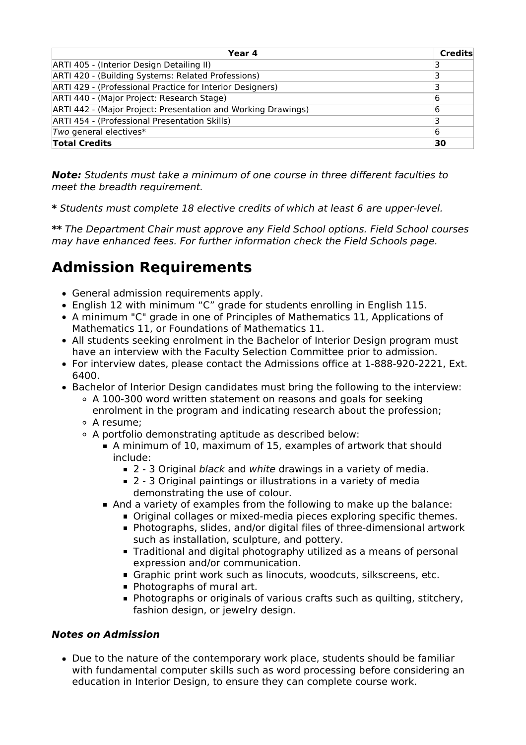| Year 4 | Credits |
|---|---|
| ARTI 405 - (Interior Design Detailing II) | 3 |
| ARTI 420 - (Building Systems: Related Professions) | 3 |
| ARTI 429 - (Professional Practice for Interior Designers) | 3 |
| ARTI 440 - (Major Project: Research Stage) | 6 |
| ARTI 442 - (Major Project: Presentation and Working Drawings) | 6 |
| ARTI 454 - (Professional Presentation Skills) | 3 |
| *Two* general electives* | 6 |
| **Total Credits** | **30** |

***Note:*** *Students must take a minimum of one course in three different faculties to meet the breadth requirement.*

**\*** *Students must complete 18 elective credits of which at least 6 are upper-level.*

**\*\*** *The Department Chair must approve any Field School options. Field School courses may have enhanced fees. For further information check the Field Schools page.*

## Admission Requirements

- General admission requirements apply.
- English 12 with minimum "C" grade for students enrolling in English 115.
- A minimum "C" grade in one of Principles of Mathematics 11, Applications of Mathematics 11, or Foundations of Mathematics 11.
- All students seeking enrolment in the Bachelor of Interior Design program must have an interview with the Faculty Selection Committee prior to admission.
- For interview dates, please contact the Admissions office at 1-888-920-2221, Ext. 6400.
- Bachelor of Interior Design candidates must bring the following to the interview:
  - A 100-300 word written statement on reasons and goals for seeking enrolment in the program and indicating research about the profession;
  - A resume;
  - A portfolio demonstrating aptitude as described below:
    - A minimum of 10, maximum of 15, examples of artwork that should include:
      - 2 - 3 Original *black* and *white* drawings in a variety of media.
      - 2 - 3 Original paintings or illustrations in a variety of media demonstrating the use of colour.
    - And a variety of examples from the following to make up the balance:
      - Original collages or mixed-media pieces exploring specific themes.
      - Photographs, slides, and/or digital files of three-dimensional artwork such as installation, sculpture, and pottery.
      - Traditional and digital photography utilized as a means of personal expression and/or communication.
      - Graphic print work such as linocuts, woodcuts, silkscreens, etc.
      - Photographs of mural art.
      - Photographs or originals of various crafts such as quilting, stitchery, fashion design, or jewelry design.

### *Notes on Admission*

- Due to the nature of the contemporary work place, students should be familiar with fundamental computer skills such as word processing before considering an education in Interior Design, to ensure they can complete course work.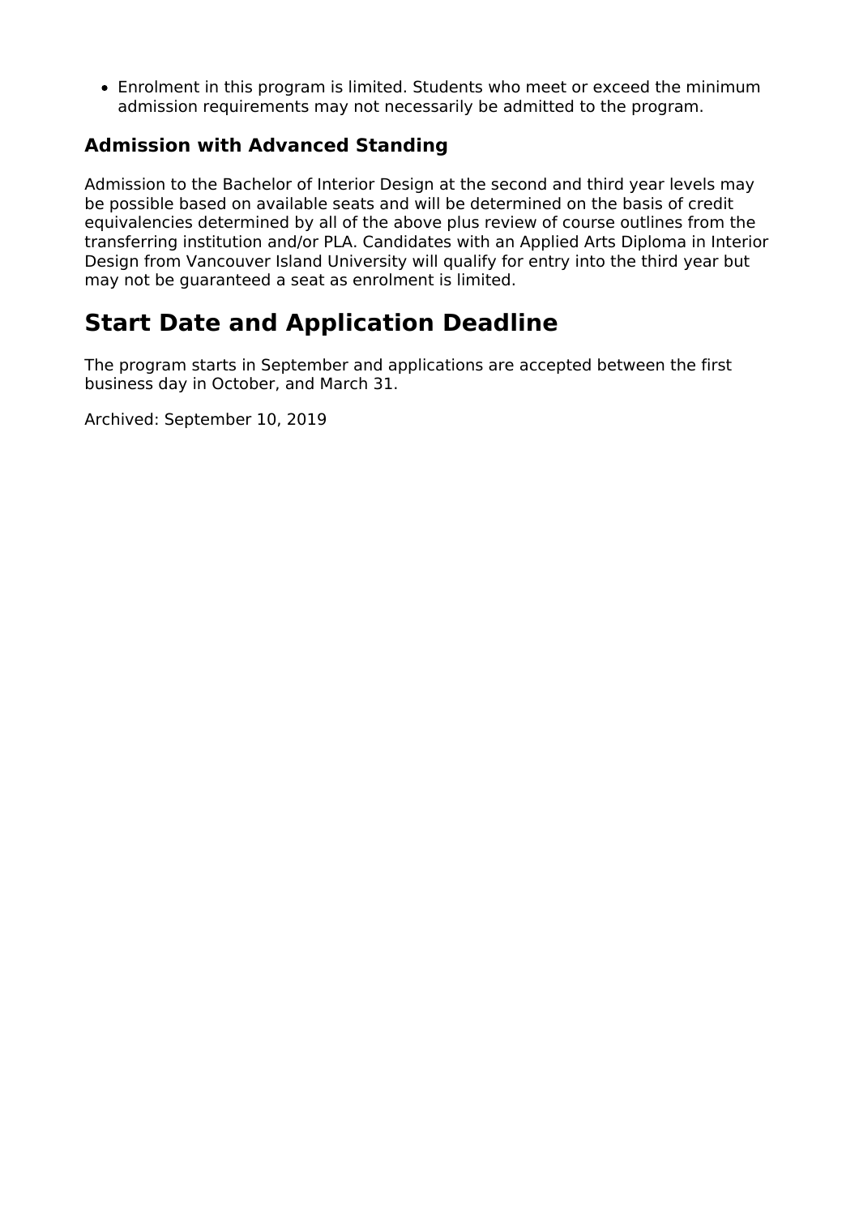- Enrolment in this program is limited. Students who meet or exceed the minimum admission requirements may not necessarily be admitted to the program.

### Admission with Advanced Standing

Admission to the Bachelor of Interior Design at the second and third year levels may be possible based on available seats and will be determined on the basis of credit equivalencies determined by all of the above plus review of course outlines from the transferring institution and/or PLA. Candidates with an Applied Arts Diploma in Interior Design from Vancouver Island University will qualify for entry into the third year but may not be guaranteed a seat as enrolment is limited.

## Start Date and Application Deadline

The program starts in September and applications are accepted between the first business day in October, and March 31.

Archived: September 10, 2019